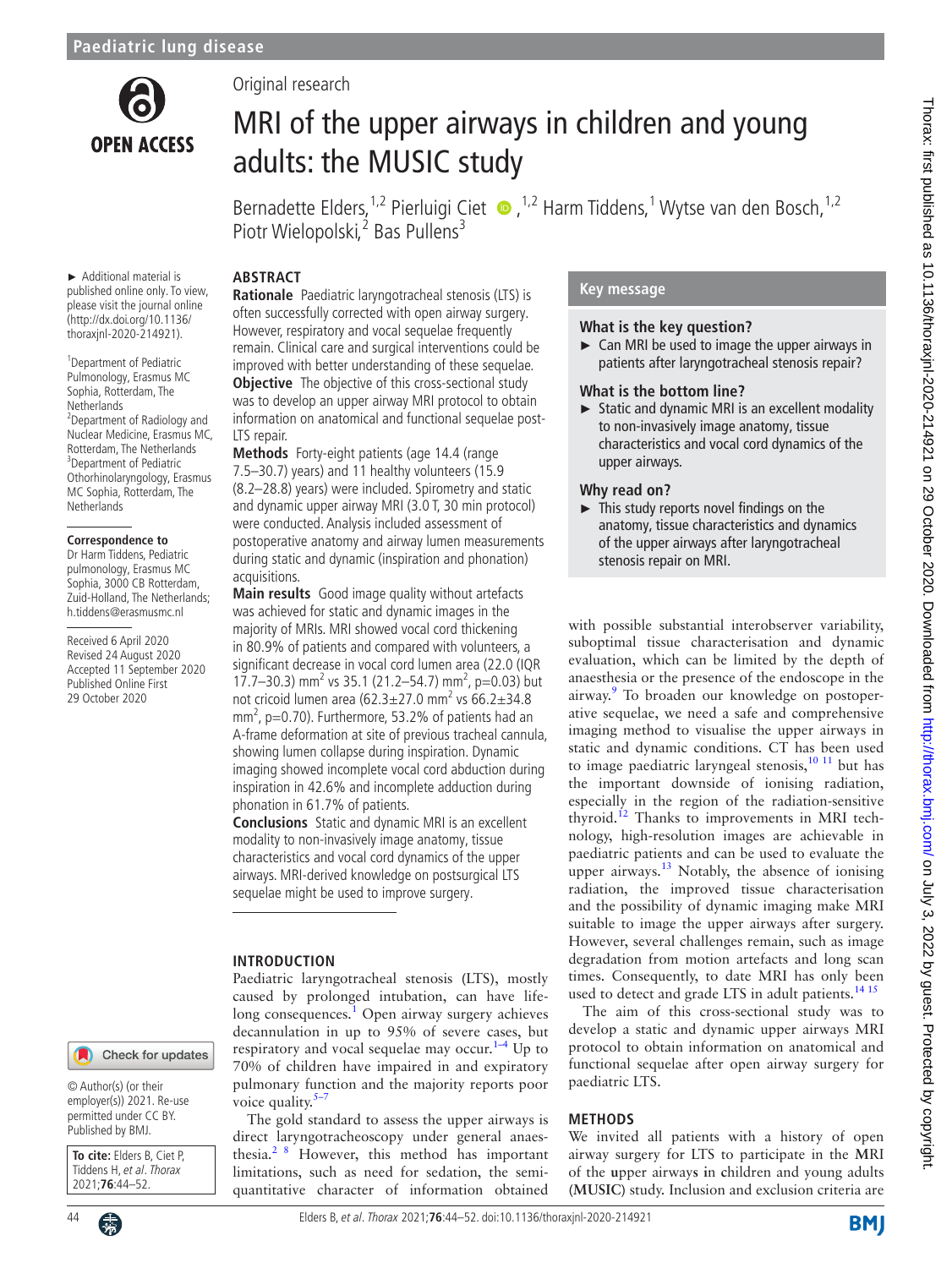Paediatric lung disease

Original research

# MRI of the upper airways in children and young adults: the MUSIC study

Bernadette Elders,[1,2] Pierluigi Ciet,[1,2] Harm Tiddens,[1] Wytse van den Bosch,[1,2] Piotr Wielopolski,[2] Bas Pullens[3]

► Additional material is published online only. To view, please visit the journal online (http://dx.doi.org/10.1136/thoraxjnl-2020-214921).

[1]Department of Pediatric Pulmonology, Erasmus MC Sophia, Rotterdam, The Netherlands
[2]Department of Radiology and Nuclear Medicine, Erasmus MC, Rotterdam, The Netherlands
[3]Department of Pediatric Othorhinolaryngology, Erasmus MC Sophia, Rotterdam, The Netherlands

**Correspondence to**
Dr Harm Tiddens, Pediatric pulmonology, Erasmus MC Sophia, 3000 CB Rotterdam, Zuid-Holland, The Netherlands; h.tiddens@erasmusmc.nl

Received 6 April 2020
Revised 24 August 2020
Accepted 11 September 2020
Published Online First 29 October 2020

© Author(s) (or their employer(s)) 2021. Re-use permitted under CC BY. Published by BMJ.

**To cite:** Elders B, Ciet P, Tiddens H, *et al*. *Thorax* 2021;**76**:44–52.

## ABSTRACT

**Rationale** Paediatric laryngotracheal stenosis (LTS) is often successfully corrected with open airway surgery. However, respiratory and vocal sequelae frequently remain. Clinical care and surgical interventions could be improved with better understanding of these sequelae.

**Objective** The objective of this cross-sectional study was to develop an upper airway MRI protocol to obtain information on anatomical and functional sequelae post-LTS repair.

**Methods** Forty-eight patients (age 14.4 (range 7.5–30.7) years) and 11 healthy volunteers (15.9 (8.2–28.8) years) were included. Spirometry and static and dynamic upper airway MRI (3.0 T, 30 min protocol) were conducted. Analysis included assessment of postoperative anatomy and airway lumen measurements during static and dynamic (inspiration and phonation) acquisitions.

**Main results** Good image quality without artefacts was achieved for static and dynamic images in the majority of MRIs. MRI showed vocal cord thickening in 80.9% of patients and compared with volunteers, a significant decrease in vocal cord lumen area (22.0 (IQR 17.7–30.3) mm$^2$ vs 35.1 (21.2–54.7) mm$^2$, p=0.03) but not cricoid lumen area (62.3±27.0 mm$^2$ vs 66.2±34.8 mm$^2$, p=0.70). Furthermore, 53.2% of patients had an A-frame deformation at site of previous tracheal cannula, showing lumen collapse during inspiration. Dynamic imaging showed incomplete vocal cord abduction during inspiration in 42.6% and incomplete adduction during phonation in 61.7% of patients.

**Conclusions** Static and dynamic MRI is an excellent modality to non-invasively image anatomy, tissue characteristics and vocal cord dynamics of the upper airways. MRI-derived knowledge on postsurgical LTS sequelae might be used to improve surgery.

### Key message

**What is the key question?**
► Can MRI be used to image the upper airways in patients after laryngotracheal stenosis repair?

**What is the bottom line?**
► Static and dynamic MRI is an excellent modality to non-invasively image anatomy, tissue characteristics and vocal cord dynamics of the upper airways.

**Why read on?**
► This study reports novel findings on the anatomy, tissue characteristics and dynamics of the upper airways after laryngotracheal stenosis repair on MRI.

## INTRODUCTION

Paediatric laryngotracheal stenosis (LTS), mostly caused by prolonged intubation, can have life-long consequences.[1] Open airway surgery achieves decannulation in up to 95% of severe cases, but respiratory and vocal sequelae may occur.[1–4] Up to 70% of children have impaired in and expiratory pulmonary function and the majority reports poor voice quality.[5–7]

The gold standard to assess the upper airways is direct laryngotracheoscopy under general anaesthesia.[2,8] However, this method has important limitations, such as need for sedation, the semi-quantitative character of information obtained with possible substantial interobserver variability, suboptimal tissue characterisation and dynamic evaluation, which can be limited by the depth of anaesthesia or the presence of the endoscope in the airway.[9] To broaden our knowledge on postoperative sequelae, we need a safe and comprehensive imaging method to visualise the upper airways in static and dynamic conditions. CT has been used to image paediatric laryngeal stenosis,[10,11] but has the important downside of ionising radiation, especially in the region of the radiation-sensitive thyroid.[12] Thanks to improvements in MRI technology, high-resolution images are achievable in paediatric patients and can be used to evaluate the upper airways.[13] Notably, the absence of ionising radiation, the improved tissue characterisation and the possibility of dynamic imaging make MRI suitable to image the upper airways after surgery. However, several challenges remain, such as image degradation from motion artefacts and long scan times. Consequently, to date MRI has only been used to detect and grade LTS in adult patients.[14,15]

The aim of this cross-sectional study was to develop a static and dynamic upper airways MRI protocol to obtain information on anatomical and functional sequelae after open airway surgery for paediatric LTS.

## METHODS

We invited all patients with a history of open airway surgery for LTS to participate in the MRI of the upper airways in children and young adults (MUSIC) study. Inclusion and exclusion criteria are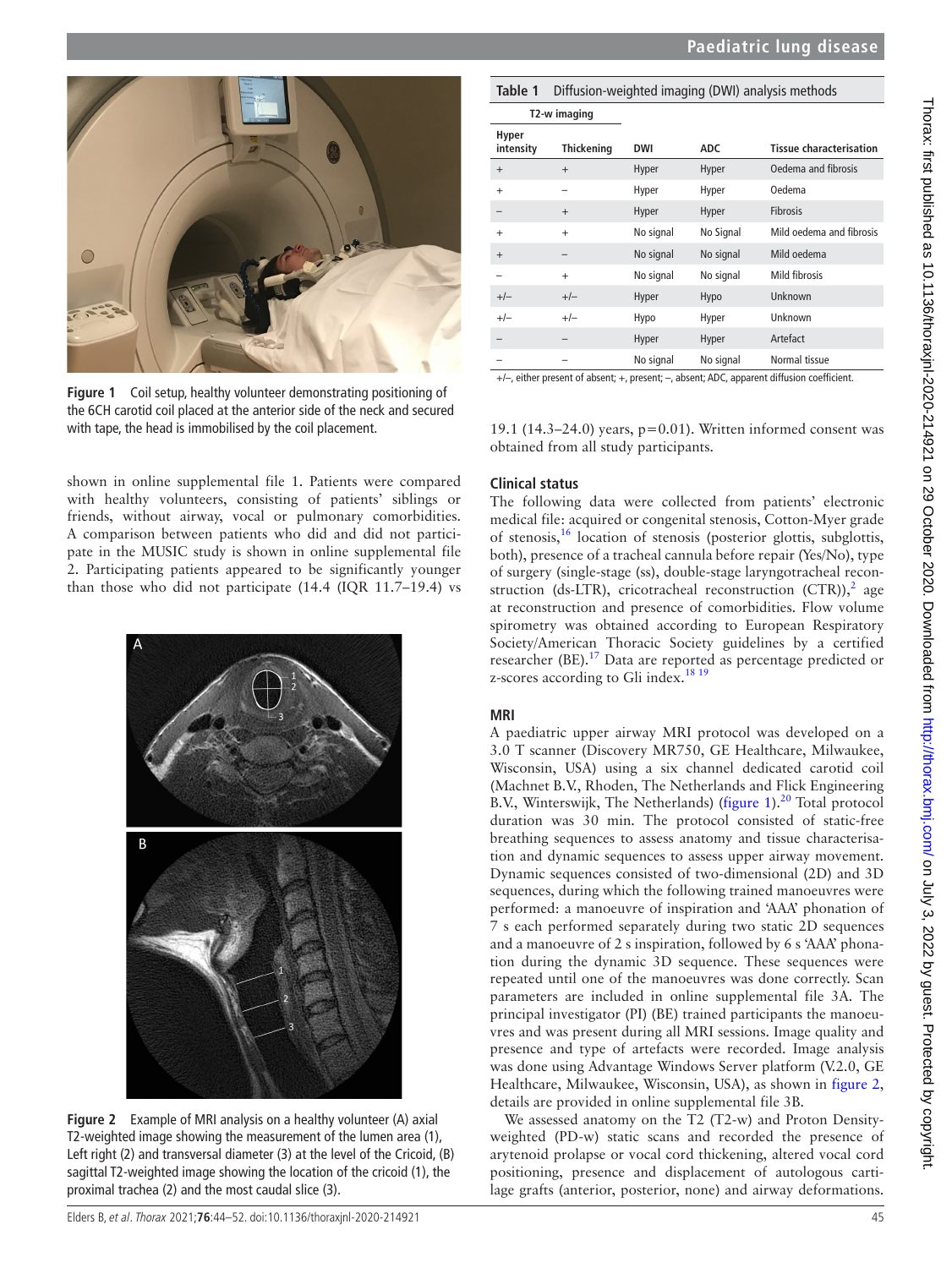Figure 1 Coil setup, healthy volunteer demonstrating positioning of the 6CH carotid coil placed at the anterior side of the neck and secured with tape, the head is immobilised by the coil placement.

shown in online supplemental file 1. Patients were compared with healthy volunteers, consisting of patients' siblings or friends, without airway, vocal or pulmonary comorbidities. A comparison between patients who did and did not participate in the MUSIC study is shown in online supplemental file 2. Participating patients appeared to be significantly younger than those who did not participate (14.4 (IQR 11.7–19.4) vs 19.1 (14.3–24.0) years, p=0.01). Written informed consent was obtained from all study participants.

Figure 2 Example of MRI analysis on a healthy volunteer (A) axial T2-weighted image showing the measurement of the lumen area (1), Left right (2) and transversal diameter (3) at the level of the Cricoid, (B) sagittal T2-weighted image showing the location of the cricoid (1), the proximal trachea (2) and the most caudal slice (3).

**Table 1** Diffusion-weighted imaging (DWI) analysis methods

| T2-w imaging | | | | |
|---|---|---|---|---|
| Hyper intensity | Thickening | DWI | ADC | Tissue characterisation |
| + | + | Hyper | Hyper | Oedema and fibrosis |
| + | – | Hyper | Hyper | Oedema |
| – | + | Hyper | Hyper | Fibrosis |
| + | + | No signal | No Signal | Mild oedema and fibrosis |
| + | – | No signal | No signal | Mild oedema |
| – | + | No signal | No signal | Mild fibrosis |
| +/– | +/– | Hyper | Hypo | Unknown |
| +/– | +/– | Hypo | Hyper | Unknown |
| – | – | Hyper | Hyper | Artefact |
| – | – | No signal | No signal | Normal tissue |

+/–, either present of absent; +, present; –, absent; ADC, apparent diffusion coefficient.

## Clinical status

The following data were collected from patients' electronic medical file: acquired or congenital stenosis, Cotton-Myer grade of stenosis,[16] location of stenosis (posterior glottis, subglottis, both), presence of a tracheal cannula before repair (Yes/No), type of surgery (single-stage (ss), double-stage laryngotracheal reconstruction (ds-LTR), cricotracheal reconstruction (CTR)),[2] age at reconstruction and presence of comorbidities. Flow volume spirometry was obtained according to European Respiratory Society/American Thoracic Society guidelines by a certified researcher (BE).[17] Data are reported as percentage predicted or z-scores according to Gli index.[18 19]

## MRI

A paediatric upper airway MRI protocol was developed on a 3.0 T scanner (Discovery MR750, GE Healthcare, Milwaukee, Wisconsin, USA) using a six channel dedicated carotid coil (Machnet B.V., Rhoden, The Netherlands and Flick Engineering B.V., Winterswijk, The Netherlands) (figure 1).[20] Total protocol duration was 30 min. The protocol consisted of static-free breathing sequences to assess anatomy and tissue characterisation and dynamic sequences to assess upper airway movement. Dynamic sequences consisted of two-dimensional (2D) and 3D sequences, during which the following trained manoeuvres were performed: a manoeuvre of inspiration and 'AAA' phonation of 7 s each performed separately during two static 2D sequences and a manoeuvre of 2 s inspiration, followed by 6 s 'AAA' phonation during the dynamic 3D sequence. These sequences were repeated until one of the manoeuvres was done correctly. Scan parameters are included in online supplemental file 3A. The principal investigator (PI) (BE) trained participants the manoeuvres and was present during all MRI sessions. Image quality and presence and type of artefacts were recorded. Image analysis was done using Advantage Windows Server platform (V.2.0, GE Healthcare, Milwaukee, Wisconsin, USA), as shown in figure 2, details are provided in online supplemental file 3B.

We assessed anatomy on the T2 (T2-w) and Proton Density-weighted (PD-w) static scans and recorded the presence of arytenoid prolapse or vocal cord thickening, altered vocal cord positioning, presence and displacement of autologous cartilage grafts (anterior, posterior, none) and airway deformations.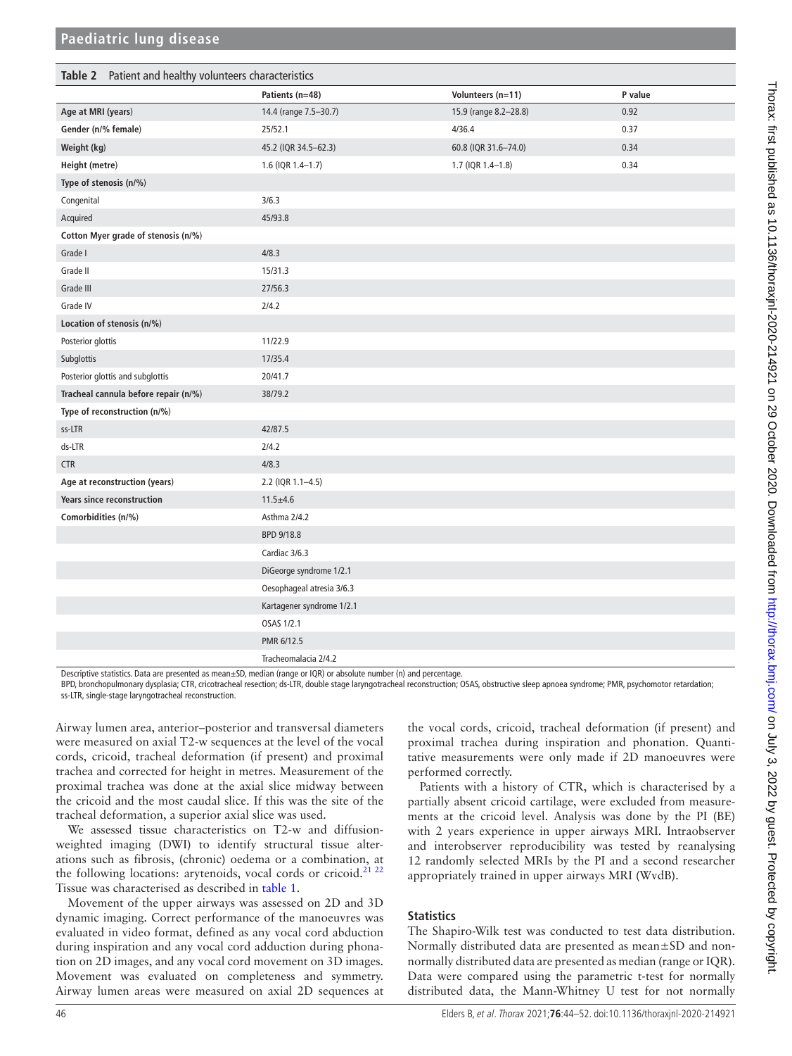**Table 2** Patient and healthy volunteers characteristics

| | Patients (n=48) | Volunteers (n=11) | P value |
|---|---|---|---|
| **Age at MRI (years)** | 14.4 (range 7.5–30.7) | 15.9 (range 8.2–28.8) | 0.92 |
| **Gender (n/% female)** | 25/52.1 | 4/36.4 | 0.37 |
| **Weight (kg)** | 45.2 (IQR 34.5–62.3) | 60.8 (IQR 31.6–74.0) | 0.34 |
| **Height (metre)** | 1.6 (IQR 1.4–1.7) | 1.7 (IQR 1.4–1.8) | 0.34 |
| **Type of stenosis (n/%)** | | | |
| Congenital | 3/6.3 | | |
| Acquired | 45/93.8 | | |
| **Cotton Myer grade of stenosis (n/%)** | | | |
| Grade I | 4/8.3 | | |
| Grade II | 15/31.3 | | |
| Grade III | 27/56.3 | | |
| Grade IV | 2/4.2 | | |
| **Location of stenosis (n/%)** | | | |
| Posterior glottis | 11/22.9 | | |
| Subglottis | 17/35.4 | | |
| Posterior glottis and subglottis | 20/41.7 | | |
| **Tracheal cannula before repair (n/%)** | 38/79.2 | | |
| **Type of reconstruction (n/%)** | | | |
| ss-LTR | 42/87.5 | | |
| ds-LTR | 2/4.2 | | |
| CTR | 4/8.3 | | |
| **Age at reconstruction (years)** | 2.2 (IQR 1.1–4.5) | | |
| **Years since reconstruction** | 11.5±4.6 | | |
| **Comorbidities (n/%)** | Asthma 2/4.2 | | |
| | BPD 9/18.8 | | |
| | Cardiac 3/6.3 | | |
| | DiGeorge syndrome 1/2.1 | | |
| | Oesophageal atresia 3/6.3 | | |
| | Kartagener syndrome 1/2.1 | | |
| | OSAS 1/2.1 | | |
| | PMR 6/12.5 | | |
| | Tracheomalacia 2/4.2 | | |

Descriptive statistics. Data are presented as mean±SD, median (range or IQR) or absolute number (n) and percentage.
BPD, bronchopulmonary dysplasia; CTR, cricotracheal resection; ds-LTR, double stage laryngotracheal reconstruction; OSAS, obstructive sleep apnoea syndrome; PMR, psychomotor retardation; ss-LTR, single-stage laryngotracheal reconstruction.

Airway lumen area, anterior–posterior and transversal diameters were measured on axial T2-w sequences at the level of the vocal cords, cricoid, tracheal deformation (if present) and proximal trachea and corrected for height in metres. Measurement of the proximal trachea was done at the axial slice midway between the cricoid and the most caudal slice. If this was the site of the tracheal deformation, a superior axial slice was used.

We assessed tissue characteristics on T2-w and diffusion-weighted imaging (DWI) to identify structural tissue alterations such as fibrosis, (chronic) oedema or a combination, at the following locations: arytenoids, vocal cords or cricoid.[21 22] Tissue was characterised as described in table 1.

Movement of the upper airways was assessed on 2D and 3D dynamic imaging. Correct performance of the manoeuvres was evaluated in video format, defined as any vocal cord abduction during inspiration and any vocal cord adduction during phonation on 2D images, and any vocal cord movement on 3D images. Movement was evaluated on completeness and symmetry. Airway lumen areas were measured on axial 2D sequences at the vocal cords, cricoid, tracheal deformation (if present) and proximal trachea during inspiration and phonation. Quantitative measurements were only made if 2D manoeuvres were performed correctly.

Patients with a history of CTR, which is characterised by a partially absent cricoid cartilage, were excluded from measurements at the cricoid level. Analysis was done by the PI (BE) with 2 years experience in upper airways MRI. Intraobserver and interobserver reproducibility was tested by reanalysing 12 randomly selected MRIs by the PI and a second researcher appropriately trained in upper airways MRI (WvdB).

## Statistics

The Shapiro-Wilk test was conducted to test data distribution. Normally distributed data are presented as mean±SD and non-normally distributed data are presented as median (range or IQR). Data were compared using the parametric t-test for normally distributed data, the Mann-Whitney U test for not normally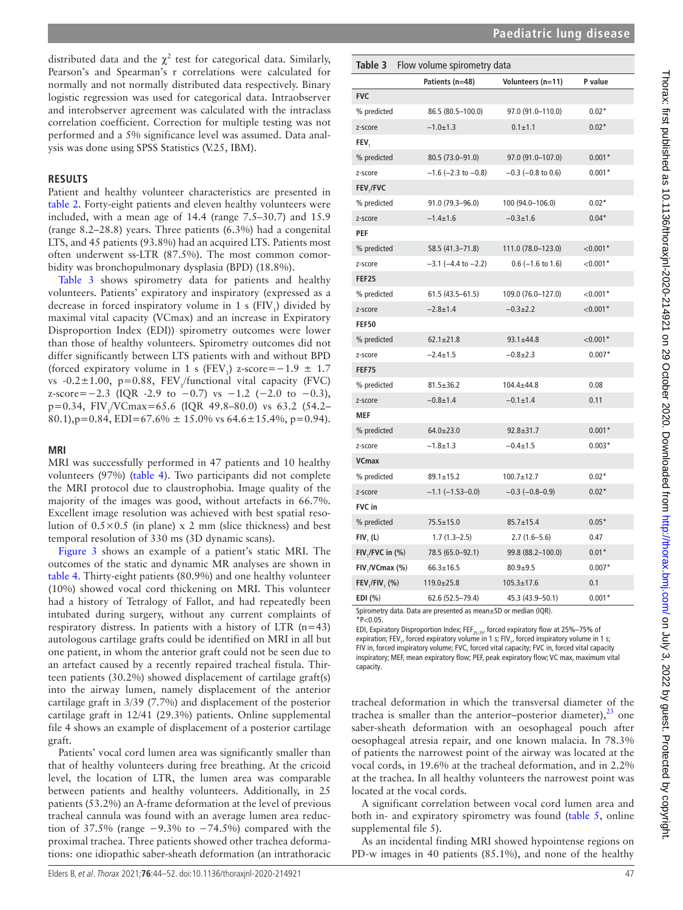distributed data and the $\chi^2$ test for categorical data. Similarly, Pearson's and Spearman's r correlations were calculated for normally and not normally distributed data respectively. Binary logistic regression was used for categorical data. Intraobserver and interobserver agreement was calculated with the intraclass correlation coefficient. Correction for multiple testing was not performed and a 5% significance level was assumed. Data analysis was done using SPSS Statistics (V.25, IBM).

## RESULTS

Patient and healthy volunteer characteristics are presented in table 2. Forty-eight patients and eleven healthy volunteers were included, with a mean age of 14.4 (range 7.5–30.7) and 15.9 (range 8.2–28.8) years. Three patients (6.3%) had a congenital LTS, and 45 patients (93.8%) had an acquired LTS. Patients most often underwent ss-LTR (87.5%). The most common comorbidity was bronchopulmonary dysplasia (BPD) (18.8%).

Table 3 shows spirometry data for patients and healthy volunteers. Patients' expiratory and inspiratory (expressed as a decrease in forced inspiratory volume in 1 s ($FIV_1$) divided by maximal vital capacity (VCmax) and an increase in Expiratory Disproportion Index (EDI)) spirometry outcomes were lower than those of healthy volunteers. Spirometry outcomes did not differ significantly between LTS patients with and without BPD (forced expiratory volume in 1 s ($FEV_1$) z-score=−1.9 ± 1.7 vs -0.2±1.00, p=0.88, $FEV_1$/functional vital capacity (FVC) z-score=−2.3 (IQR -2.9 to −0.7) vs −1.2 (−2.0 to −0.3), p=0.34, $FIV_1$/VCmax=65.6 (IQR 49.8–80.0) vs 63.2 (54.2–80.1),p=0.84, EDI=67.6% ± 15.0% vs 64.6±15.4%, p=0.94).

**Table 3** Flow volume spirometry data

| | Patients (n=48) | Volunteers (n=11) | P value |
|---|---|---|---|
| **FVC** | | | |
| % predicted | 86.5 (80.5–100.0) | 97.0 (91.0–110.0) | 0.02* |
| z-score | −1.0±1.3 | 0.1±1.1 | 0.02* |
| **$FEV_1$** | | | |
| % predicted | 80.5 (73.0–91.0) | 97.0 (91.0–107.0) | 0.001* |
| z-score | −1.6 (−2.3 to −0.8) | −0.3 (−0.8 to 0.6) | 0.001* |
| **$FEV_1$/FVC** | | | |
| % predicted | 91.0 (79.3–96.0) | 100 (94.0–106.0) | 0.02* |
| z-score | −1.4±1.6 | −0.3±1.6 | 0.04* |
| **PEF** | | | |
| % predicted | 58.5 (41.3–71.8) | 111.0 (78.0–123.0) | <0.001* |
| z-score | −3.1 (−4.4 to −2.2) | 0.6 (−1.6 to 1.6) | <0.001* |
| **FEF25** | | | |
| % predicted | 61.5 (43.5–61.5) | 109.0 (76.0–127.0) | <0.001* |
| z-score | −2.8±1.4 | −0.3±2.2 | <0.001* |
| **FEF50** | | | |
| % predicted | 62.1±21.8 | 93.1±44.8 | <0.001* |
| z-score | −2.4±1.5 | −0.8±2.3 | 0.007* |
| **FEF75** | | | |
| % predicted | 81.5±36.2 | 104.4±44.8 | 0.08 |
| z-score | −0.8±1.4 | −0.1±1.4 | 0.11 |
| **MEF** | | | |
| % predicted | 64.0±23.0 | 92.8±31.7 | 0.001* |
| z-score | −1.8±1.3 | −0.4±1.5 | 0.003* |
| **VCmax** | | | |
| % predicted | 89.1±15.2 | 100.7±12.7 | 0.02* |
| z-score | −1.1 (−1.53–0.0) | −0.3 (−0.8–0.9) | 0.02* |
| **FVC in** | | | |
| % predicted | 75.5±15.0 | 85.7±15.4 | 0.05* |
| **$FIV_1$ (L)** | 1.7 (1.3–2.5) | 2.7 (1.6–5.6) | 0.47 |
| **$FIV_1$/FVC in (%)** | 78.5 (65.0–92.1) | 99.8 (88.2–100.0) | 0.01* |
| **$FIV_1$/VCmax (%)** | 66.3±16.5 | 80.9±9.5 | 0.007* |
| **$FEV_1$/$FIV_1$ (%)** | 119.0±25.8 | 105.3±17.6 | 0.1 |
| **EDI (%)** | 62.6 (52.5–79.4) | 45.3 (43.9–50.1) | 0.001* |

Spirometry data. Data are presented as mean±SD or median (IQR).
*P<0.05.
EDI, Expiratory Disproportion Index; $FEF_{25-75}$, forced expiratory flow at 25%–75% of expiration; $FEV_1$, forced expiratory volume in 1 s; $FIV_1$, forced inspiratory volume in 1 s; FIV in, forced inspiratory volume; FVC, forced vital capacity; FVC in, forced vital capacity inspiratory; MEF, mean expiratory flow; PEF, peak expiratory flow; VC max, maximum vital capacity.

### MRI

MRI was successfully performed in 47 patients and 10 healthy volunteers (97%) (table 4). Two participants did not complete the MRI protocol due to claustrophobia. Image quality of the majority of the images was good, without artefacts in 66.7%. Excellent image resolution was achieved with best spatial resolution of 0.5×0.5 (in plane) x 2 mm (slice thickness) and best temporal resolution of 330 ms (3D dynamic scans).

Figure 3 shows an example of a patient's static MRI. The outcomes of the static and dynamic MR analyses are shown in table 4. Thirty-eight patients (80.9%) and one healthy volunteer (10%) showed vocal cord thickening on MRI. This volunteer had a history of Tetralogy of Fallot, and had repeatedly been intubated during surgery, without any current complaints of respiratory distress. In patients with a history of LTR (n=43) autologous cartilage grafts could be identified on MRI in all but one patient, in whom the anterior graft could not be seen due to an artefact caused by a recently repaired tracheal fistula. Thirteen patients (30.2%) showed displacement of cartilage graft(s) into the airway lumen, namely displacement of the anterior cartilage graft in 3/39 (7.7%) and displacement of the posterior cartilage graft in 12/41 (29.3%) patients. Online supplemental file 4 shows an example of displacement of a posterior cartilage graft.

Patients' vocal cord lumen area was significantly smaller than that of healthy volunteers during free breathing. At the cricoid level, the location of LTR, the lumen area was comparable between patients and healthy volunteers. Additionally, in 25 patients (53.2%) an A-frame deformation at the level of previous tracheal cannula was found with an average lumen area reduction of 37.5% (range −9.3% to −74.5%) compared with the proximal trachea. Three patients showed other trachea deformations: one idiopathic saber-sheath deformation (an intrathoracic tracheal deformation in which the transversal diameter of the trachea is smaller than the anterior–posterior diameter),[23] one saber-sheath deformation with an oesophageal pouch after oesophageal atresia repair, and one known malacia. In 78.3% of patients the narrowest point of the airway was located at the vocal cords, in 19.6% at the tracheal deformation, and in 2.2% at the trachea. In all healthy volunteers the narrowest point was located at the vocal cords.

A significant correlation between vocal cord lumen area and both in- and expiratory spirometry was found (table 5, online supplemental file 5).

As an incidental finding MRI showed hypointense regions on PD-w images in 40 patients (85.1%), and none of the healthy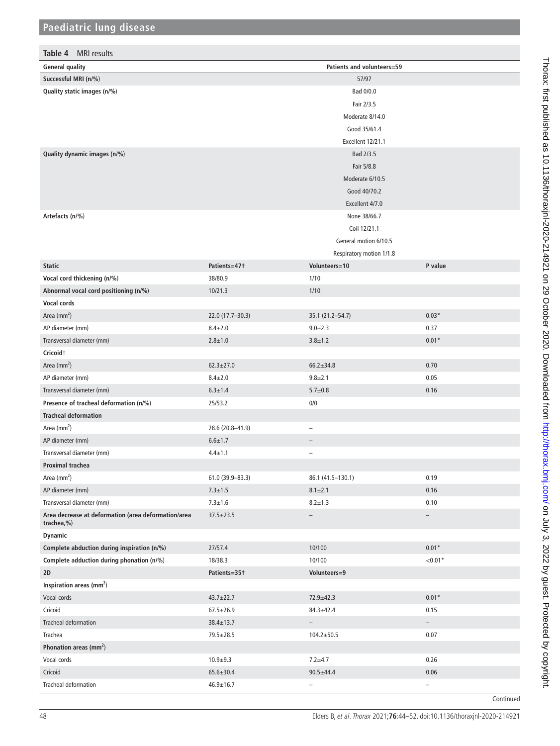**Table 4** MRI results

| General quality | | Patients and volunteers=59 | |
|---|---|---|---|
| Successful MRI (n/%) | | 57/97 | |
| Quality static images (n/%) | | Bad 0/0.0 | |
| | | Fair 2/3.5 | |
| | | Moderate 8/14.0 | |
| | | Good 35/61.4 | |
| | | Excellent 12/21.1 | |
| Quality dynamic images (n/%) | | Bad 2/3.5 | |
| | | Fair 5/8.8 | |
| | | Moderate 6/10.5 | |
| | | Good 40/70.2 | |
| | | Excellent 4/7.0 | |
| Artefacts (n/%) | | None 38/66.7 | |
| | | Coil 12/21.1 | |
| | | General motion 6/10.5 | |
| | | Respiratory motion 1/1.8 | |
| **Static** | **Patients=47†** | **Volunteers=10** | **P value** |
| **Vocal cord thickening (n/%)** | 38/80.9 | 1/10 | |
| **Abnormal vocal cord positioning (n/%)** | 10/21.3 | 1/10 | |
| **Vocal cords** | | | |
| Area ($mm^2$) | 22.0 (17.7–30.3) | 35.1 (21.2–54.7) | 0.03* |
| AP diameter (mm) | 8.4±2.0 | 9.0±2.3 | 0.37 |
| Transversal diameter (mm) | 2.8±1.0 | 3.8±1.2 | 0.01* |
| **Cricoid†** | | | |
| Area ($mm^2$) | 62.3±27.0 | 66.2±34.8 | 0.70 |
| AP diameter (mm) | 8.4±2.0 | 9.8±2.1 | 0.05 |
| Transversal diameter (mm) | 6.3±1.4 | 5.7±0.8 | 0.16 |
| **Presence of tracheal deformation (n/%)** | 25/53.2 | 0/0 | |
| **Tracheal deformation** | | | |
| Area ($mm^2$) | 28.6 (20.8–41.9) | – | |
| AP diameter (mm) | 6.6±1.7 | – | |
| Transversal diameter (mm) | 4.4±1.1 | – | |
| **Proximal trachea** | | | |
| Area ($mm^2$) | 61.0 (39.9–83.3) | 86.1 (41.5–130.1) | 0.19 |
| AP diameter (mm) | 7.3±1.5 | 8.1±2.1 | 0.16 |
| Transversal diameter (mm) | 7.3±1.6 | 8.2±1.3 | 0.10 |
| **Area decrease at deformation (area deformation/area trachea,%)** | 37.5±23.5 | – | – |
| **Dynamic** | | | |
| **Complete abduction during inspiration (n/%)** | 27/57.4 | 10/100 | 0.01* |
| **Complete adduction during phonation (n/%)** | 18/38.3 | 10/100 | <0.01* |
| **2D** | **Patients=35†** | **Volunteers=9** | |
| **Inspiration areas ($mm^2$)** | | | |
| Vocal cords | 43.7±22.7 | 72.9±42.3 | 0.01* |
| Cricoid | 67.5±26.9 | 84.3±42.4 | 0.15 |
| Tracheal deformation | 38.4±13.7 | – | – |
| Trachea | 79.5±28.5 | 104.2±50.5 | 0.07 |
| **Phonation areas ($mm^2$)** | | | |
| Vocal cords | 10.9±9.3 | 7.2±4.7 | 0.26 |
| Cricoid | 65.6±30.4 | 90.5±44.4 | 0.06 |
| Tracheal deformation | 46.9±16.7 | – | – |

Continued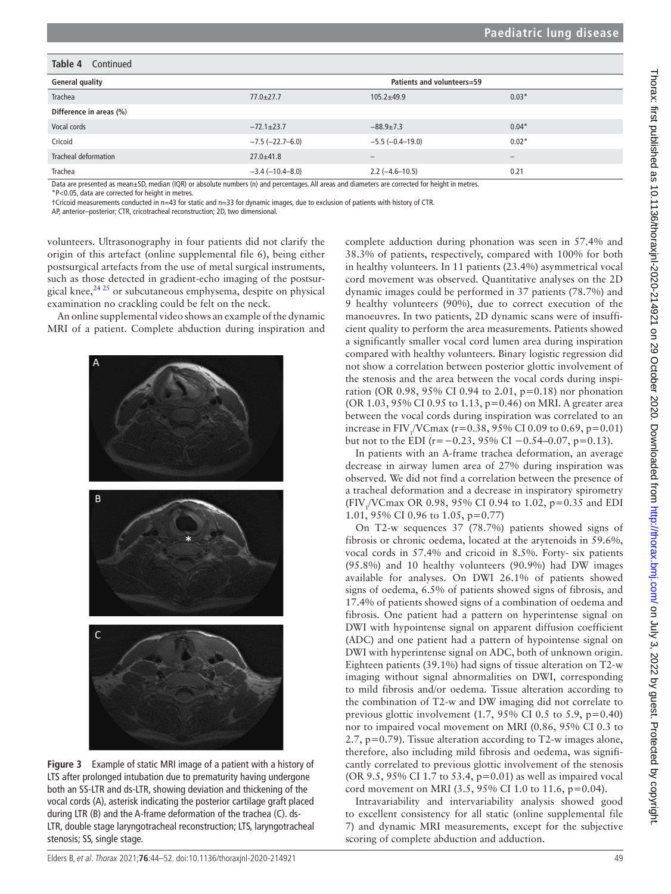**Table 4** Continued

| General quality | Patients and volunteers=59 | | |
|---|---|---|---|
| Trachea | 77.0±27.7 | 105.2±49.9 | 0.03* |
| **Difference in areas (%)** | | | |
| Vocal cords | −72.1±23.7 | −88.9±7.3 | 0.04* |
| Cricoid | −7.5 (−22.7–6.0) | −5.5 (−0.4–19.0) | 0.02* |
| Tracheal deformation | 27.0±41.8 | – | – |
| Trachea | −3.4 (−10.4–8.0) | 2.2 (−4.6–10.5) | 0.21 |

Data are presented as mean±SD, median (IQR) or absolute numbers (n) and percentages. All areas and diameters are corrected for height in metres.
*P<0.05, data are corrected for height in metres.
†Cricoid measurements conducted in n=43 for static and n=33 for dynamic images, due to exclusion of patients with history of CTR.
AP, anterior–posterior; CTR, cricotracheal reconstruction; 2D, two dimensional.

volunteers. Ultrasonography in four patients did not clarify the origin of this artefact (online supplemental file 6), being either postsurgical artefacts from the use of metal surgical instruments, such as those detected in gradient-echo imaging of the postsurgical knee,[24 25] or subcutaneous emphysema, despite on physical examination no crackling could be felt on the neck.

An online supplemental video shows an example of the dynamic MRI of a patient. Complete abduction during inspiration and complete adduction during phonation was seen in 57.4% and 38.3% of patients, respectively, compared with 100% for both in healthy volunteers. In 11 patients (23.4%) asymmetrical vocal cord movement was observed. Quantitative analyses on the 2D dynamic images could be performed in 37 patients (78.7%) and 9 healthy volunteers (90%), due to correct execution of the manoeuvres. In two patients, 2D dynamic scans were of insufficient quality to perform the area measurements. Patients showed a significantly smaller vocal cord lumen area during inspiration compared with healthy volunteers. Binary logistic regression did not show a correlation between posterior glottic involvement of the stenosis and the area between the vocal cords during inspiration (OR 0.98, 95% CI 0.94 to 2.01, p=0.18) nor phonation (OR 1.03, 95% CI 0.95 to 1.13, p=0.46) on MRI. A greater area between the vocal cords during inspiration was correlated to an increase in $FIV_1$/VCmax (r=0.38, 95% CI 0.09 to 0.69, p=0.01) but not to the EDI (r=−0.23, 95% CI −0.54–0.07, p=0.13).

Figure 3 Example of static MRI image of a patient with a history of LTS after prolonged intubation due to prematurity having undergone both an SS-LTR and ds-LTR, showing deviation and thickening of the vocal cords (A), asterisk indicating the posterior cartilage graft placed during LTR (B) and the A-frame deformation of the trachea (C). ds-LTR, double stage laryngotracheal reconstruction; LTS, laryngotracheal stenosis; SS, single stage.

In patients with an A-frame trachea deformation, an average decrease in airway lumen area of 27% during inspiration was observed. We did not find a correlation between the presence of a tracheal deformation and a decrease in inspiratory spirometry ($FIV_1$/VCmax OR 0.98, 95% CI 0.94 to 1.02, p=0.35 and EDI 1.01, 95% CI 0.96 to 1.05, p=0.77)

On T2-w sequences 37 (78.7%) patients showed signs of fibrosis or chronic oedema, located at the arytenoids in 59.6%, vocal cords in 57.4% and cricoid in 8.5%. Forty- six patients (95.8%) and 10 healthy volunteers (90.9%) had DW images available for analyses. On DWI 26.1% of patients showed signs of oedema, 6.5% of patients showed signs of fibrosis, and 17.4% of patients showed signs of a combination of oedema and fibrosis. One patient had a pattern on hyperintense signal on DWI with hypointense signal on apparent diffusion coefficient (ADC) and one patient had a pattern of hypointense signal on DWI with hyperintense signal on ADC, both of unknown origin. Eighteen patients (39.1%) had signs of tissue alteration on T2-w imaging without signal abnormalities on DWI, corresponding to mild fibrosis and/or oedema. Tissue alteration according to the combination of T2-w and DW imaging did not correlate to previous glottic involvement (1.7, 95% CI 0.5 to 5.9, p=0.40) nor to impaired vocal movement on MRI (0.86, 95% CI 0.3 to 2.7, p=0.79). Tissue alteration according to T2-w images alone, therefore, also including mild fibrosis and oedema, was significantly correlated to previous glottic involvement of the stenosis (OR 9.5, 95% CI 1.7 to 53.4, p=0.01) as well as impaired vocal cord movement on MRI (3.5, 95% CI 1.0 to 11.6, p=0.04).

Intravariability and intervariability analysis showed good to excellent consistency for all static (online supplemental file 7) and dynamic MRI measurements, except for the subjective scoring of complete abduction and adduction.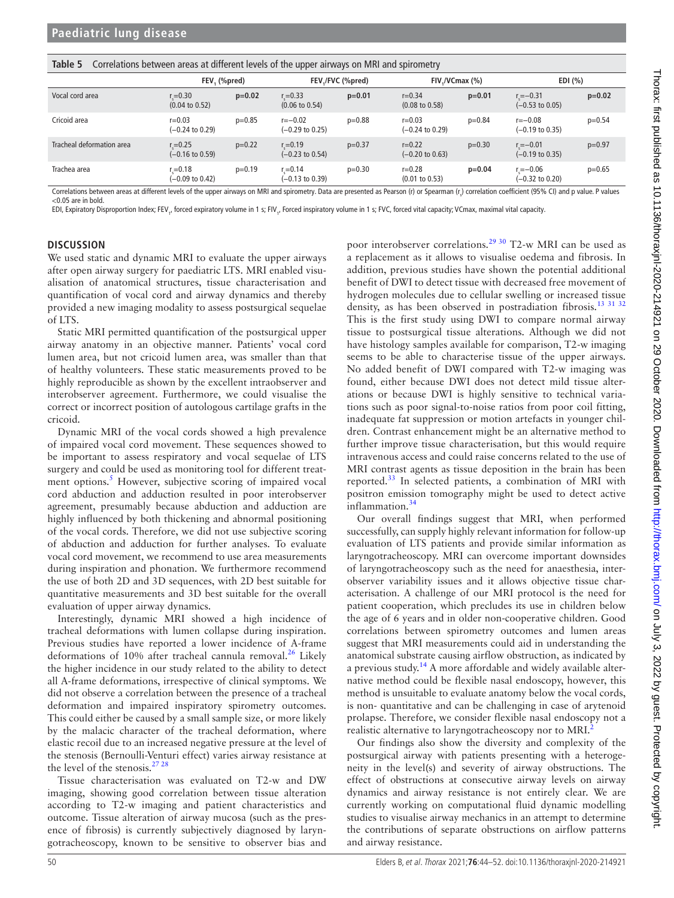**Table 5** Correlations between areas at different levels of the upper airways on MRI and spirometry

| | $FEV_1$ (%pred) | | $FEV_1$/FVC (%pred) | | $FIV_1$/VCmax (%) | | EDI (%) | |
|---|---|---|---|---|---|---|---|---|
| Vocal cord area | $r_s$=0.30 (0.04 to 0.52) | **p=0.02** | $r_s$=0.33 (0.06 to 0.54) | **p=0.01** | r=0.34 (0.08 to 0.58) | **p=0.01** | $r_s$=−0.31 (−0.53 to 0.05) | **p=0.02** |
| Cricoid area | r=0.03 (−0.24 to 0.29) | p=0.85 | r=−0.02 (−0.29 to 0.25) | p=0.88 | r=0.03 (−0.24 to 0.29) | p=0.84 | r=−0.08 (−0.19 to 0.35) | p=0.54 |
| Tracheal deformation area | $r_s$=0.25 (−0.16 to 0.59) | p=0.22 | $r_s$=0.19 (−0.23 to 0.54) | p=0.37 | r=0.22 (−0.20 to 0.63) | p=0.30 | $r_s$=−0.01 (−0.19 to 0.35) | p=0.97 |
| Trachea area | $r_s$=0.18 (−0.09 to 0.42) | p=0.19 | $r_s$=0.14 (−0.13 to 0.39) | p=0.30 | r=0.28 (0.01 to 0.53) | **p=0.04** | $r_s$=−0.06 (−0.32 to 0.20) | p=0.65 |

Correlations between areas at different levels of the upper airways on MRI and spirometry. Data are presented as Pearson (r) or Spearman ($r_s$) correlation coefficient (95% CI) and p value. P values <0.05 are in bold.

EDI, Expiratory Disproportion Index; $FEV_1$, forced expiratory volume in 1 s; $FIV_1$, Forced inspiratory volume in 1 s; FVC, forced vital capacity; VCmax, maximal vital capacity.

## DISCUSSION

We used static and dynamic MRI to evaluate the upper airways after open airway surgery for paediatric LTS. MRI enabled visualisation of anatomical structures, tissue characterisation and quantification of vocal cord and airway dynamics and thereby provided a new imaging modality to assess postsurgical sequelae of LTS.

Static MRI permitted quantification of the postsurgical upper airway anatomy in an objective manner. Patients' vocal cord lumen area, but not cricoid lumen area, was smaller than that of healthy volunteers. These static measurements proved to be highly reproducible as shown by the excellent intraobserver and interobserver agreement. Furthermore, we could visualise the correct or incorrect position of autologous cartilage grafts in the cricoid.

Dynamic MRI of the vocal cords showed a high prevalence of impaired vocal cord movement. These sequences showed to be important to assess respiratory and vocal sequelae of LTS surgery and could be used as monitoring tool for different treatment options.[5] However, subjective scoring of impaired vocal cord abduction and adduction resulted in poor interobserver agreement, presumably because abduction and adduction are highly influenced by both thickening and abnormal positioning of the vocal cords. Therefore, we did not use subjective scoring of abduction and adduction for further analyses. To evaluate vocal cord movement, we recommend to use area measurements during inspiration and phonation. We furthermore recommend the use of both 2D and 3D sequences, with 2D best suitable for quantitative measurements and 3D best suitable for the overall evaluation of upper airway dynamics.

Interestingly, dynamic MRI showed a high incidence of tracheal deformations with lumen collapse during inspiration. Previous studies have reported a lower incidence of A-frame deformations of 10% after tracheal cannula removal.[26] Likely the higher incidence in our study related to the ability to detect all A-frame deformations, irrespective of clinical symptoms. We did not observe a correlation between the presence of a tracheal deformation and impaired inspiratory spirometry outcomes. This could either be caused by a small sample size, or more likely by the malacic character of the tracheal deformation, where elastic recoil due to an increased negative pressure at the level of the stenosis (Bernoulli-Venturi effect) varies airway resistance at the level of the stenosis.[27 28]

Tissue characterisation was evaluated on T2-w and DW imaging, showing good correlation between tissue alteration according to T2-w imaging and patient characteristics and outcome. Tissue alteration of airway mucosa (such as the presence of fibrosis) is currently subjectively diagnosed by laryngotracheoscopy, known to be sensitive to observer bias and poor interobserver correlations.[29 30] T2-w MRI can be used as a replacement as it allows to visualise oedema and fibrosis. In addition, previous studies have shown the potential additional benefit of DWI to detect tissue with decreased free movement of hydrogen molecules due to cellular swelling or increased tissue density, as has been observed in postradiation fibrosis.[13 31 32] This is the first study using DWI to compare normal airway tissue to postsurgical tissue alterations. Although we did not have histology samples available for comparison, T2-w imaging seems to be able to characterise tissue of the upper airways. No added benefit of DWI compared with T2-w imaging was found, either because DWI does not detect mild tissue alterations or because DWI is highly sensitive to technical variations such as poor signal-to-noise ratios from poor coil fitting, inadequate fat suppression or motion artefacts in younger children. Contrast enhancement might be an alternative method to further improve tissue characterisation, but this would require intravenous access and could raise concerns related to the use of MRI contrast agents as tissue deposition in the brain has been reported.[33] In selected patients, a combination of MRI with positron emission tomography might be used to detect active inflammation.[34]

Our overall findings suggest that MRI, when performed successfully, can supply highly relevant information for follow-up evaluation of LTS patients and provide similar information as laryngotracheoscopy. MRI can overcome important downsides of laryngotracheoscopy such as the need for anaesthesia, interobserver variability issues and it allows objective tissue characterisation. A challenge of our MRI protocol is the need for patient cooperation, which precludes its use in children below the age of 6 years and in older non-cooperative children. Good correlations between spirometry outcomes and lumen areas suggest that MRI measurements could aid in understanding the anatomical substrate causing airflow obstruction, as indicated by a previous study.[14] A more affordable and widely available alternative method could be flexible nasal endoscopy, however, this method is unsuitable to evaluate anatomy below the vocal cords, is non- quantitative and can be challenging in case of arytenoid prolapse. Therefore, we consider flexible nasal endoscopy not a realistic alternative to laryngotracheoscopy nor to MRI.[2]

Our findings also show the diversity and complexity of the postsurgical airway with patients presenting with a heterogeneity in the level(s) and severity of airway obstructions. The effect of obstructions at consecutive airway levels on airway dynamics and airway resistance is not entirely clear. We are currently working on computational fluid dynamic modelling studies to visualise airway mechanics in an attempt to determine the contributions of separate obstructions on airflow patterns and airway resistance.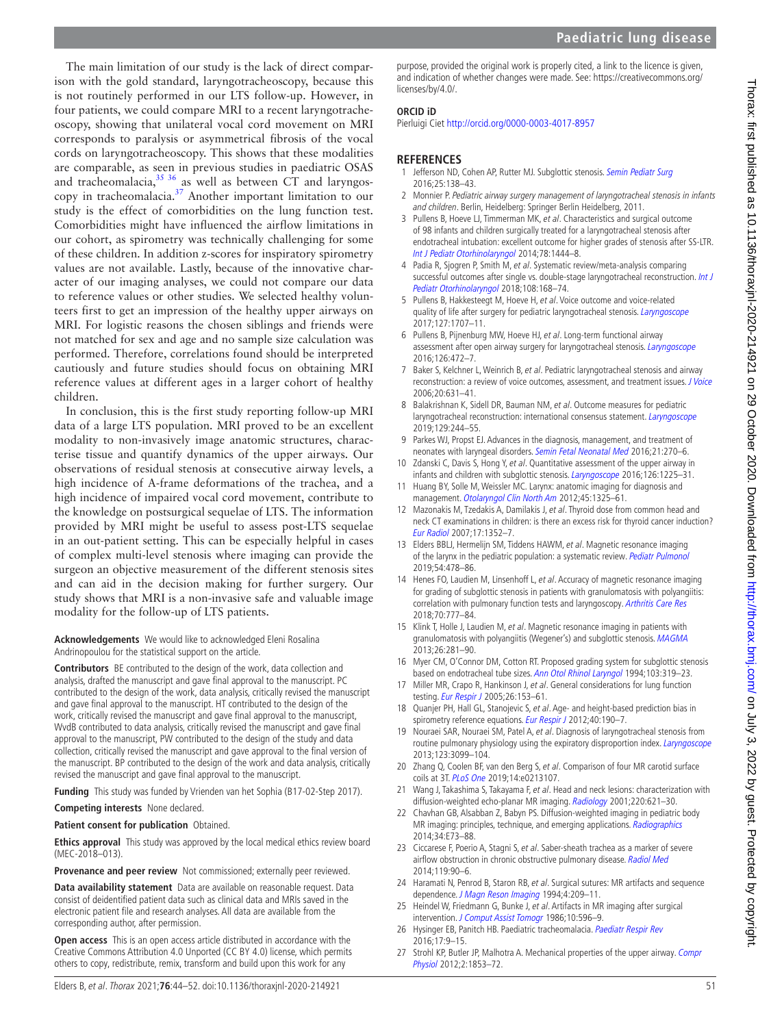The main limitation of our study is the lack of direct comparison with the gold standard, laryngotracheoscopy, because this is not routinely performed in our LTS follow-up. However, in four patients, we could compare MRI to a recent laryngotracheoscopy, showing that unilateral vocal cord movement on MRI corresponds to paralysis or asymmetrical fibrosis of the vocal cords on laryngotracheoscopy. This shows that these modalities are comparable, as seen in previous studies in paediatric OSAS and tracheomalacia,[35 36] as well as between CT and laryngoscopy in tracheomalacia.[37] Another important limitation to our study is the effect of comorbidities on the lung function test. Comorbidities might have influenced the airflow limitations in our cohort, as spirometry was technically challenging for some of these children. In addition z-scores for inspiratory spirometry values are not available. Lastly, because of the innovative character of our imaging analyses, we could not compare our data to reference values or other studies. We selected healthy volunteers first to get an impression of the healthy upper airways on MRI. For logistic reasons the chosen siblings and friends were not matched for sex and age and no sample size calculation was performed. Therefore, correlations found should be interpreted cautiously and future studies should focus on obtaining MRI reference values at different ages in a larger cohort of healthy children.

In conclusion, this is the first study reporting follow-up MRI data of a large LTS population. MRI proved to be an excellent modality to non-invasively image anatomic structures, characterise tissue and quantify dynamics of the upper airways. Our observations of residual stenosis at consecutive airway levels, a high incidence of A-frame deformations of the trachea, and a high incidence of impaired vocal cord movement, contribute to the knowledge on postsurgical sequelae of LTS. The information provided by MRI might be useful to assess post-LTS sequelae in an out-patient setting. This can be especially helpful in cases of complex multi-level stenosis where imaging can provide the surgeon an objective measurement of the different stenosis sites and can aid in the decision making for further surgery. Our study shows that MRI is a non-invasive safe and valuable image modality for the follow-up of LTS patients.

**Acknowledgements** We would like to acknowledged Eleni Rosalina Andrinopoulou for the statistical support on the article.

**Contributors** BE contributed to the design of the work, data collection and analysis, drafted the manuscript and gave final approval to the manuscript. PC contributed to the design of the work, data analysis, critically revised the manuscript and gave final approval to the manuscript. HT contributed to the design of the work, critically revised the manuscript and gave final approval to the manuscript, WvdB contributed to data analysis, critically revised the manuscript and gave final approval to the manuscript, PW contributed to the design of the study and data collection, critically revised the manuscript and gave approval to the final version of the manuscript. BP contributed to the design of the work and data analysis, critically revised the manuscript and gave final approval to the manuscript.

**Funding** This study was funded by Vrienden van het Sophia (B17-02-Step 2017).

**Competing interests** None declared.

**Patient consent for publication** Obtained.

**Ethics approval** This study was approved by the local medical ethics review board (MEC-2018–013).

**Provenance and peer review** Not commissioned; externally peer reviewed.

**Data availability statement** Data are available on reasonable request. Data consist of deidentified patient data such as clinical data and MRIs saved in the electronic patient file and research analyses. All data are available from the corresponding author, after permission.

**Open access** This is an open access article distributed in accordance with the Creative Commons Attribution 4.0 Unported (CC BY 4.0) license, which permits others to copy, redistribute, remix, transform and build upon this work for any purpose, provided the original work is properly cited, a link to the licence is given, and indication of whether changes were made. See: https://creativecommons.org/licenses/by/4.0/.

**ORCID iD**

Pierluigi Ciet http://orcid.org/0000-0003-4017-8957

## REFERENCES

1. Jefferson ND, Cohen AP, Rutter MJ. Subglottic stenosis. *Semin Pediatr Surg* 2016;25:138–43.
2. Monnier P. *Pediatric airway surgery management of laryngotracheal stenosis in infants and children*. Berlin, Heidelberg: Springer Berlin Heidelberg, 2011.
3. Pullens B, Hoeve LJ, Timmerman MK, *et al*. Characteristics and surgical outcome of 98 infants and children surgically treated for a laryngotracheal stenosis after endotracheal intubation: excellent outcome for higher grades of stenosis after SS-LTR. *Int J Pediatr Otorhinolaryngol* 2014;78:1444–8.
4. Padia R, Sjogren P, Smith M, *et al*. Systematic review/meta-analysis comparing successful outcomes after single vs. double-stage laryngotracheal reconstruction. *Int J Pediatr Otorhinolaryngol* 2018;108:168–74.
5. Pullens B, Hakkesteegt M, Hoeve H, *et al*. Voice outcome and voice-related quality of life after surgery for pediatric laryngotracheal stenosis. *Laryngoscope* 2017;127:1707–11.
6. Pullens B, Pijnenburg MW, Hoeve HJ, *et al*. Long-term functional airway assessment after open airway surgery for laryngotracheal stenosis. *Laryngoscope* 2016;126:472–7.
7. Baker S, Kelchner L, Weinrich B, *et al*. Pediatric laryngotracheal stenosis and airway reconstruction: a review of voice outcomes, assessment, and treatment issues. *J Voice* 2006;20:631–41.
8. Balakrishnan K, Sidell DR, Bauman NM, *et al*. Outcome measures for pediatric laryngotracheal reconstruction: international consensus statement. *Laryngoscope* 2019;129:244–55.
9. Parkes WJ, Propst EJ. Advances in the diagnosis, management, and treatment of neonates with laryngeal disorders. *Semin Fetal Neonatal Med* 2016;21:270–6.
10. Zdanski C, Davis S, Hong Y, *et al*. Quantitative assessment of the upper airway in infants and children with subglottic stenosis. *Laryngoscope* 2016;126:1225–31.
11. Huang BY, Solle M, Weissler MC. Larynx: anatomic imaging for diagnosis and management. *Otolaryngol Clin North Am* 2012;45:1325–61.
12. Mazonakis M, Tzedakis A, Damilakis J, *et al*. Thyroid dose from common head and neck CT examinations in children: is there an excess risk for thyroid cancer induction? *Eur Radiol* 2007;17:1352–7.
13. Elders BBLJ, Hermelijn SM, Tiddens HAWM, *et al*. Magnetic resonance imaging of the larynx in the pediatric population: a systematic review. *Pediatr Pulmonol* 2019;54:478–86.
14. Henes FO, Laudien M, Linsenhoff L, *et al*. Accuracy of magnetic resonance imaging for grading of subglottic stenosis in patients with granulomatosis with polyangiitis: correlation with pulmonary function tests and laryngoscopy. *Arthritis Care Res* 2018;70:777–84.
15. Klink T, Holle J, Laudien M, *et al*. Magnetic resonance imaging in patients with granulomatosis with polyangiitis (Wegener's) and subglottic stenosis. *MAGMA* 2013;26:281–90.
16. Myer CM, O'Connor DM, Cotton RT. Proposed grading system for subglottic stenosis based on endotracheal tube sizes. *Ann Otol Rhinol Laryngol* 1994;103:319–23.
17. Miller MR, Crapo R, Hankinson J, *et al*. General considerations for lung function testing. *Eur Respir J* 2005;26:153–61.
18. Quanjer PH, Hall GL, Stanojevic S, *et al*. Age- and height-based prediction bias in spirometry reference equations. *Eur Respir J* 2012;40:190–7.
19. Nouraei SAR, Nouraei SM, Patel A, *et al*. Diagnosis of laryngotracheal stenosis from routine pulmonary physiology using the expiratory disproportion index. *Laryngoscope* 2013;123:3099–104.
20. Zhang Q, Coolen BF, van den Berg S, *et al*. Comparison of four MR carotid surface coils at 3T. *PLoS One* 2019;14:e0213107.
21. Wang J, Takashima S, Takayama F, *et al*. Head and neck lesions: characterization with diffusion-weighted echo-planar MR imaging. *Radiology* 2001;220:621–30.
22. Chavhan GB, Alsabban Z, Babyn PS. Diffusion-weighted imaging in pediatric body MR imaging: principles, technique, and emerging applications. *Radiographics* 2014;34:E73–88.
23. Ciccarese F, Poerio A, Stagni S, *et al*. Saber-sheath trachea as a marker of severe airflow obstruction in chronic obstructive pulmonary disease. *Radiol Med* 2014;119:90–6.
24. Haramati N, Penrod B, Staron RB, *et al*. Surgical sutures: MR artifacts and sequence dependence. *J Magn Reson Imaging* 1994;4:209–11.
25. Heindel W, Friedmann G, Bunke J, *et al*. Artifacts in MR imaging after surgical intervention. *J Comput Assist Tomogr* 1986;10:596–9.
26. Hysinger EB, Panitch HB. Paediatric tracheomalacia. *Paediatr Respir Rev* 2016;17:9–15.
27. Strohl KP, Butler JP, Malhotra A. Mechanical properties of the upper airway. *Compr Physiol* 2012;2:1853–72.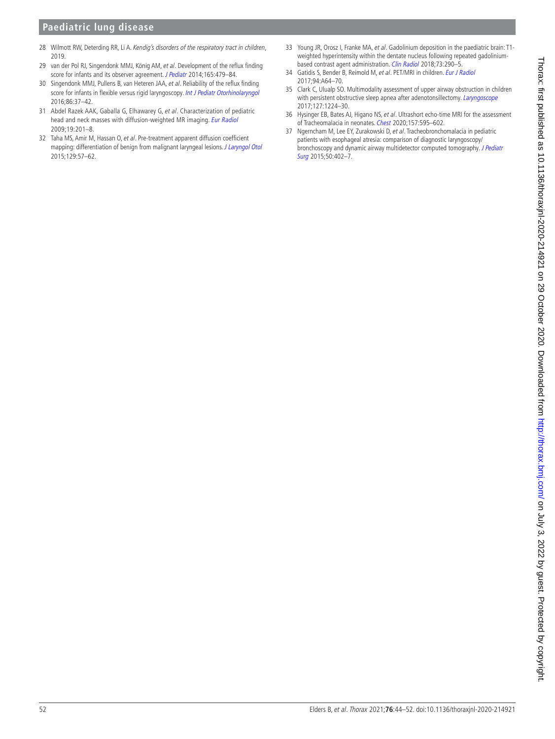28 Wilmott RW, Deterding RR, Li A. *Kendig's disorders of the respiratory tract in children*, 2019.

29 van der Pol RJ, Singendonk MMJ, König AM, *et al*. Development of the reflux finding score for infants and its observer agreement. *J Pediatr* 2014;165:479–84.

30 Singendonk MMJ, Pullens B, van Heteren JAA, *et al*. Reliability of the reflux finding score for infants in flexible versus rigid laryngoscopy. *Int J Pediatr Otorhinolaryngol* 2016;86:37–42.

31 Abdel Razek AAK, Gaballa G, Elhawarey G, *et al*. Characterization of pediatric head and neck masses with diffusion-weighted MR imaging. *Eur Radiol* 2009;19:201–8.

32 Taha MS, Amir M, Hassan O, *et al*. Pre-treatment apparent diffusion coefficient mapping: differentiation of benign from malignant laryngeal lesions. *J Laryngol Otol* 2015;129:57–62.

33 Young JR, Orosz I, Franke MA, *et al*. Gadolinium deposition in the paediatric brain: T1-weighted hyperintensity within the dentate nucleus following repeated gadolinium-based contrast agent administration. *Clin Radiol* 2018;73:290–5.

34 Gatidis S, Bender B, Reimold M, *et al*. PET/MRI in children. *Eur J Radiol* 2017;94:A64–70.

35 Clark C, Ulualp SO. Multimodality assessment of upper airway obstruction in children with persistent obstructive sleep apnea after adenotonsillectomy. *Laryngoscope* 2017;127:1224–30.

36 Hysinger EB, Bates AJ, Higano NS, *et al*. Ultrashort echo-time MRI for the assessment of Tracheomalacia in neonates. *Chest* 2020;157:595–602.

37 Ngerncham M, Lee EY, Zurakowski D, *et al*. Tracheobronchomalacia in pediatric patients with esophageal atresia: comparison of diagnostic laryngoscopy/bronchoscopy and dynamic airway multidetector computed tomography. *J Pediatr Surg* 2015;50:402–7.